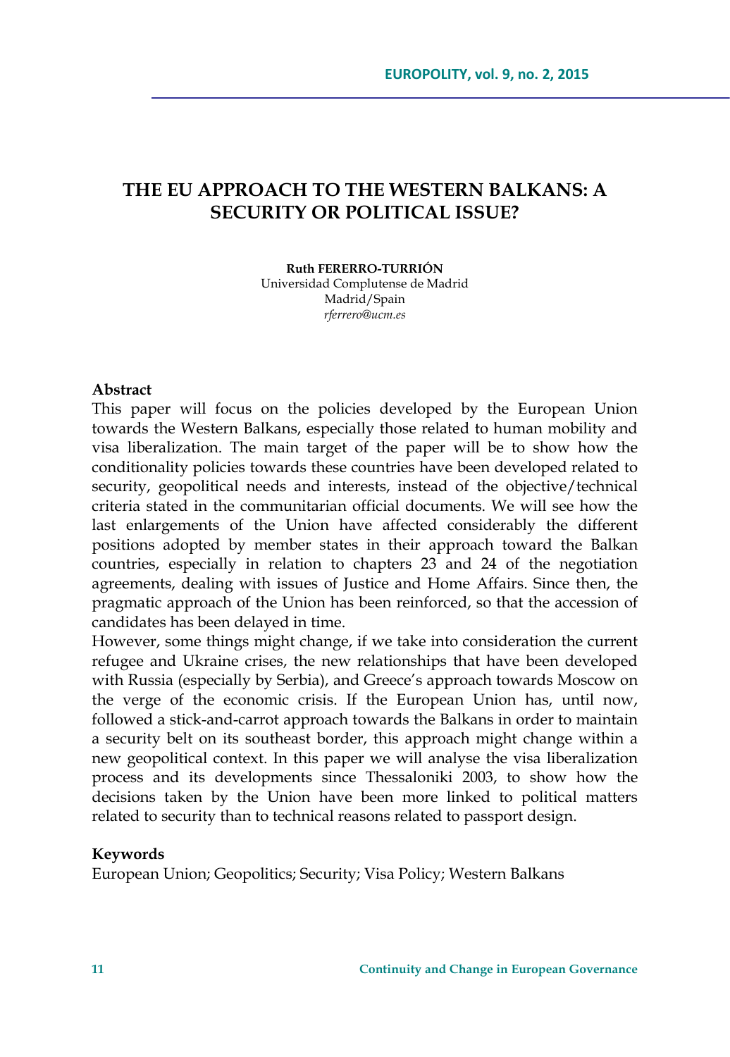# THE EU APPROACH TO THE WESTERN BALKANS: A SECURITY OR POLITICAL ISSUE?

**Ruth FERERRO-TURRIÓN**
Universidad Complutense de Madrid
Madrid/Spain
*rferrero@ucm.es*

**Abstract**

This paper will focus on the policies developed by the European Union towards the Western Balkans, especially those related to human mobility and visa liberalization. The main target of the paper will be to show how the conditionality policies towards these countries have been developed related to security, geopolitical needs and interests, instead of the objective/technical criteria stated in the communitarian official documents. We will see how the last enlargements of the Union have affected considerably the different positions adopted by member states in their approach toward the Balkan countries, especially in relation to chapters 23 and 24 of the negotiation agreements, dealing with issues of Justice and Home Affairs. Since then, the pragmatic approach of the Union has been reinforced, so that the accession of candidates has been delayed in time.

However, some things might change, if we take into consideration the current refugee and Ukraine crises, the new relationships that have been developed with Russia (especially by Serbia), and Greece's approach towards Moscow on the verge of the economic crisis. If the European Union has, until now, followed a stick-and-carrot approach towards the Balkans in order to maintain a security belt on its southeast border, this approach might change within a new geopolitical context. In this paper we will analyse the visa liberalization process and its developments since Thessaloniki 2003, to show how the decisions taken by the Union have been more linked to political matters related to security than to technical reasons related to passport design.

**Keywords**

European Union; Geopolitics; Security; Visa Policy; Western Balkans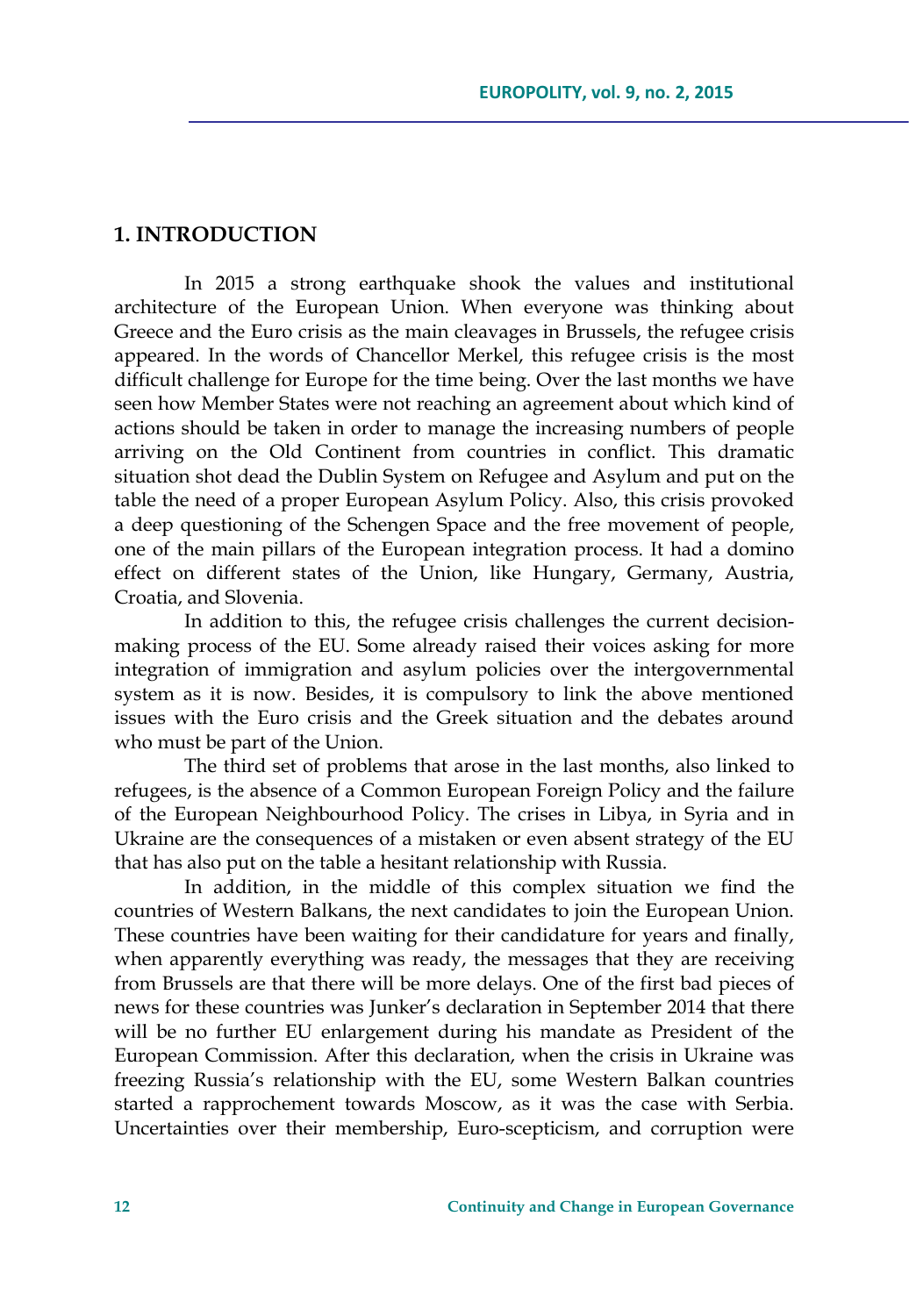## 1. INTRODUCTION

In 2015 a strong earthquake shook the values and institutional architecture of the European Union. When everyone was thinking about Greece and the Euro crisis as the main cleavages in Brussels, the refugee crisis appeared. In the words of Chancellor Merkel, this refugee crisis is the most difficult challenge for Europe for the time being. Over the last months we have seen how Member States were not reaching an agreement about which kind of actions should be taken in order to manage the increasing numbers of people arriving on the Old Continent from countries in conflict. This dramatic situation shot dead the Dublin System on Refugee and Asylum and put on the table the need of a proper European Asylum Policy. Also, this crisis provoked a deep questioning of the Schengen Space and the free movement of people, one of the main pillars of the European integration process. It had a domino effect on different states of the Union, like Hungary, Germany, Austria, Croatia, and Slovenia.

In addition to this, the refugee crisis challenges the current decision-making process of the EU. Some already raised their voices asking for more integration of immigration and asylum policies over the intergovernmental system as it is now. Besides, it is compulsory to link the above mentioned issues with the Euro crisis and the Greek situation and the debates around who must be part of the Union.

The third set of problems that arose in the last months, also linked to refugees, is the absence of a Common European Foreign Policy and the failure of the European Neighbourhood Policy. The crises in Libya, in Syria and in Ukraine are the consequences of a mistaken or even absent strategy of the EU that has also put on the table a hesitant relationship with Russia.

In addition, in the middle of this complex situation we find the countries of Western Balkans, the next candidates to join the European Union. These countries have been waiting for their candidature for years and finally, when apparently everything was ready, the messages that they are receiving from Brussels are that there will be more delays. One of the first bad pieces of news for these countries was Junker's declaration in September 2014 that there will be no further EU enlargement during his mandate as President of the European Commission. After this declaration, when the crisis in Ukraine was freezing Russia's relationship with the EU, some Western Balkan countries started a rapprochement towards Moscow, as it was the case with Serbia. Uncertainties over their membership, Euro-scepticism, and corruption were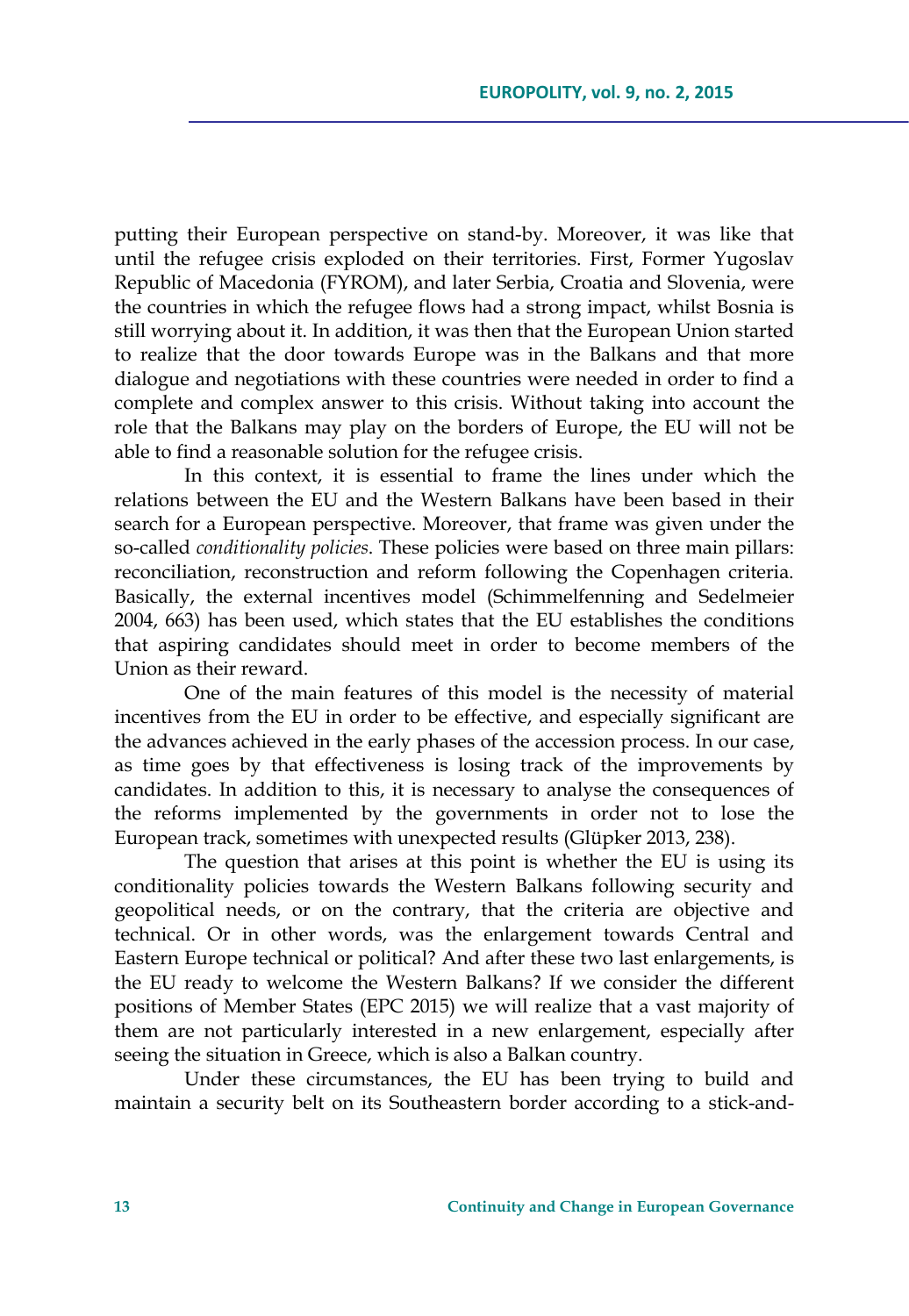putting their European perspective on stand-by. Moreover, it was like that until the refugee crisis exploded on their territories. First, Former Yugoslav Republic of Macedonia (FYROM), and later Serbia, Croatia and Slovenia, were the countries in which the refugee flows had a strong impact, whilst Bosnia is still worrying about it. In addition, it was then that the European Union started to realize that the door towards Europe was in the Balkans and that more dialogue and negotiations with these countries were needed in order to find a complete and complex answer to this crisis. Without taking into account the role that the Balkans may play on the borders of Europe, the EU will not be able to find a reasonable solution for the refugee crisis.

In this context, it is essential to frame the lines under which the relations between the EU and the Western Balkans have been based in their search for a European perspective. Moreover, that frame was given under the so-called *conditionality policies*. These policies were based on three main pillars: reconciliation, reconstruction and reform following the Copenhagen criteria. Basically, the external incentives model (Schimmelfenning and Sedelmeier 2004, 663) has been used, which states that the EU establishes the conditions that aspiring candidates should meet in order to become members of the Union as their reward.

One of the main features of this model is the necessity of material incentives from the EU in order to be effective, and especially significant are the advances achieved in the early phases of the accession process. In our case, as time goes by that effectiveness is losing track of the improvements by candidates. In addition to this, it is necessary to analyse the consequences of the reforms implemented by the governments in order not to lose the European track, sometimes with unexpected results (Glüpker 2013, 238).

The question that arises at this point is whether the EU is using its conditionality policies towards the Western Balkans following security and geopolitical needs, or on the contrary, that the criteria are objective and technical. Or in other words, was the enlargement towards Central and Eastern Europe technical or political? And after these two last enlargements, is the EU ready to welcome the Western Balkans? If we consider the different positions of Member States (EPC 2015) we will realize that a vast majority of them are not particularly interested in a new enlargement, especially after seeing the situation in Greece, which is also a Balkan country.

Under these circumstances, the EU has been trying to build and maintain a security belt on its Southeastern border according to a stick-and-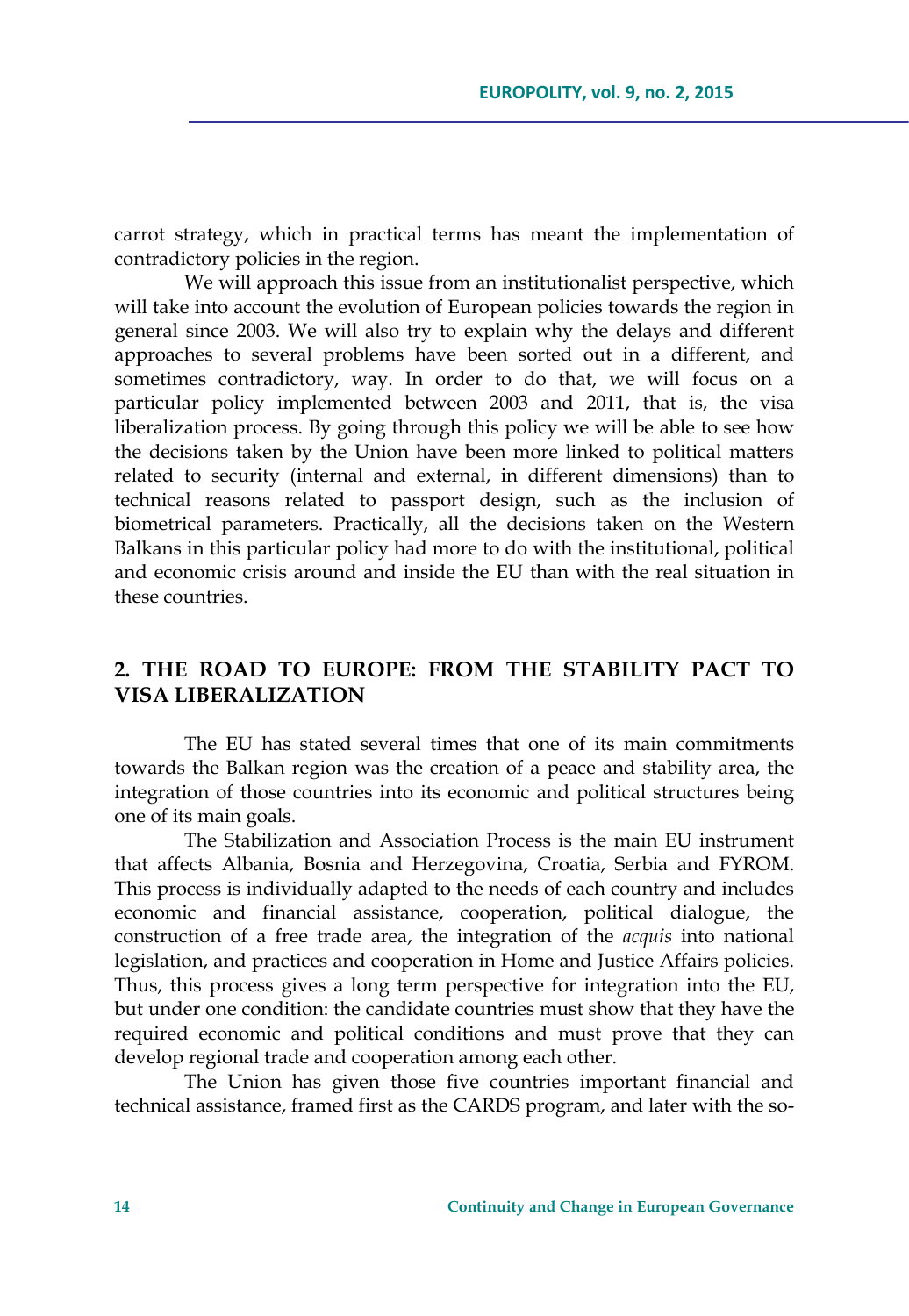carrot strategy, which in practical terms has meant the implementation of contradictory policies in the region.

We will approach this issue from an institutionalist perspective, which will take into account the evolution of European policies towards the region in general since 2003. We will also try to explain why the delays and different approaches to several problems have been sorted out in a different, and sometimes contradictory, way. In order to do that, we will focus on a particular policy implemented between 2003 and 2011, that is, the visa liberalization process. By going through this policy we will be able to see how the decisions taken by the Union have been more linked to political matters related to security (internal and external, in different dimensions) than to technical reasons related to passport design, such as the inclusion of biometrical parameters. Practically, all the decisions taken on the Western Balkans in this particular policy had more to do with the institutional, political and economic crisis around and inside the EU than with the real situation in these countries.

## 2. THE ROAD TO EUROPE: FROM THE STABILITY PACT TO VISA LIBERALIZATION

The EU has stated several times that one of its main commitments towards the Balkan region was the creation of a peace and stability area, the integration of those countries into its economic and political structures being one of its main goals.

The Stabilization and Association Process is the main EU instrument that affects Albania, Bosnia and Herzegovina, Croatia, Serbia and FYROM. This process is individually adapted to the needs of each country and includes economic and financial assistance, cooperation, political dialogue, the construction of a free trade area, the integration of the *acquis* into national legislation, and practices and cooperation in Home and Justice Affairs policies. Thus, this process gives a long term perspective for integration into the EU, but under one condition: the candidate countries must show that they have the required economic and political conditions and must prove that they can develop regional trade and cooperation among each other.

The Union has given those five countries important financial and technical assistance, framed first as the CARDS program, and later with the so-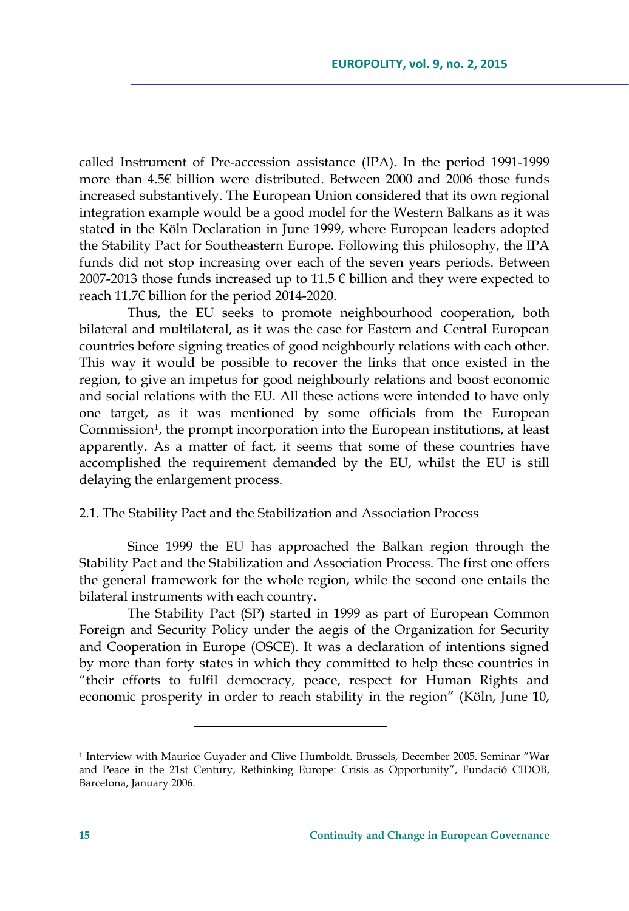called Instrument of Pre-accession assistance (IPA). In the period 1991-1999 more than 4.5€ billion were distributed. Between 2000 and 2006 those funds increased substantively. The European Union considered that its own regional integration example would be a good model for the Western Balkans as it was stated in the Köln Declaration in June 1999, where European leaders adopted the Stability Pact for Southeastern Europe. Following this philosophy, the IPA funds did not stop increasing over each of the seven years periods. Between 2007-2013 those funds increased up to 11.5 € billion and they were expected to reach 11.7€ billion for the period 2014-2020.

Thus, the EU seeks to promote neighbourhood cooperation, both bilateral and multilateral, as it was the case for Eastern and Central European countries before signing treaties of good neighbourly relations with each other. This way it would be possible to recover the links that once existed in the region, to give an impetus for good neighbourly relations and boost economic and social relations with the EU. All these actions were intended to have only one target, as it was mentioned by some officials from the European Commission[1], the prompt incorporation into the European institutions, at least apparently. As a matter of fact, it seems that some of these countries have accomplished the requirement demanded by the EU, whilst the EU is still delaying the enlargement process.

### 2.1. The Stability Pact and the Stabilization and Association Process

Since 1999 the EU has approached the Balkan region through the Stability Pact and the Stabilization and Association Process. The first one offers the general framework for the whole region, while the second one entails the bilateral instruments with each country.

The Stability Pact (SP) started in 1999 as part of European Common Foreign and Security Policy under the aegis of the Organization for Security and Cooperation in Europe (OSCE). It was a declaration of intentions signed by more than forty states in which they committed to help these countries in "their efforts to fulfil democracy, peace, respect for Human Rights and economic prosperity in order to reach stability in the region" (Köln, June 10,

---

[1] Interview with Maurice Guyader and Clive Humboldt. Brussels, December 2005. Seminar "War and Peace in the 21st Century, Rethinking Europe: Crisis as Opportunity", Fundació CIDOB, Barcelona, January 2006.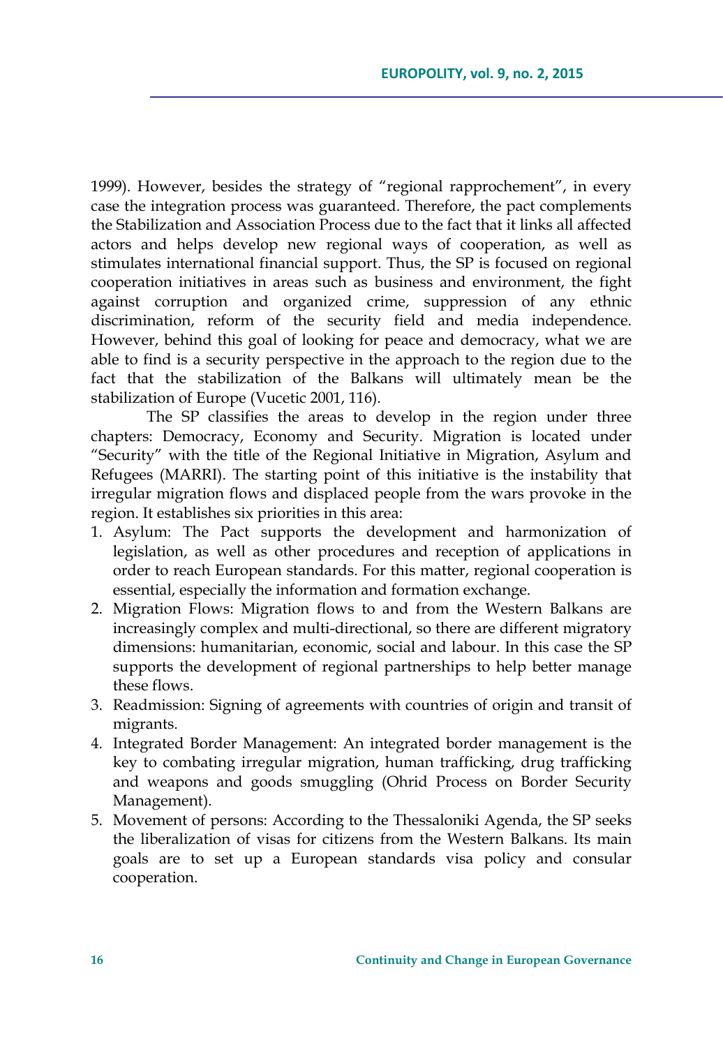1999). However, besides the strategy of "regional rapprochement", in every case the integration process was guaranteed. Therefore, the pact complements the Stabilization and Association Process due to the fact that it links all affected actors and helps develop new regional ways of cooperation, as well as stimulates international financial support. Thus, the SP is focused on regional cooperation initiatives in areas such as business and environment, the fight against corruption and organized crime, suppression of any ethnic discrimination, reform of the security field and media independence. However, behind this goal of looking for peace and democracy, what we are able to find is a security perspective in the approach to the region due to the fact that the stabilization of the Balkans will ultimately mean be the stabilization of Europe (Vucetic 2001, 116).

The SP classifies the areas to develop in the region under three chapters: Democracy, Economy and Security. Migration is located under "Security" with the title of the Regional Initiative in Migration, Asylum and Refugees (MARRI). The starting point of this initiative is the instability that irregular migration flows and displaced people from the wars provoke in the region. It establishes six priorities in this area:

1. Asylum: The Pact supports the development and harmonization of legislation, as well as other procedures and reception of applications in order to reach European standards. For this matter, regional cooperation is essential, especially the information and formation exchange.
2. Migration Flows: Migration flows to and from the Western Balkans are increasingly complex and multi-directional, so there are different migratory dimensions: humanitarian, economic, social and labour. In this case the SP supports the development of regional partnerships to help better manage these flows.
3. Readmission: Signing of agreements with countries of origin and transit of migrants.
4. Integrated Border Management: An integrated border management is the key to combating irregular migration, human trafficking, drug trafficking and weapons and goods smuggling (Ohrid Process on Border Security Management).
5. Movement of persons: According to the Thessaloniki Agenda, the SP seeks the liberalization of visas for citizens from the Western Balkans. Its main goals are to set up a European standards visa policy and consular cooperation.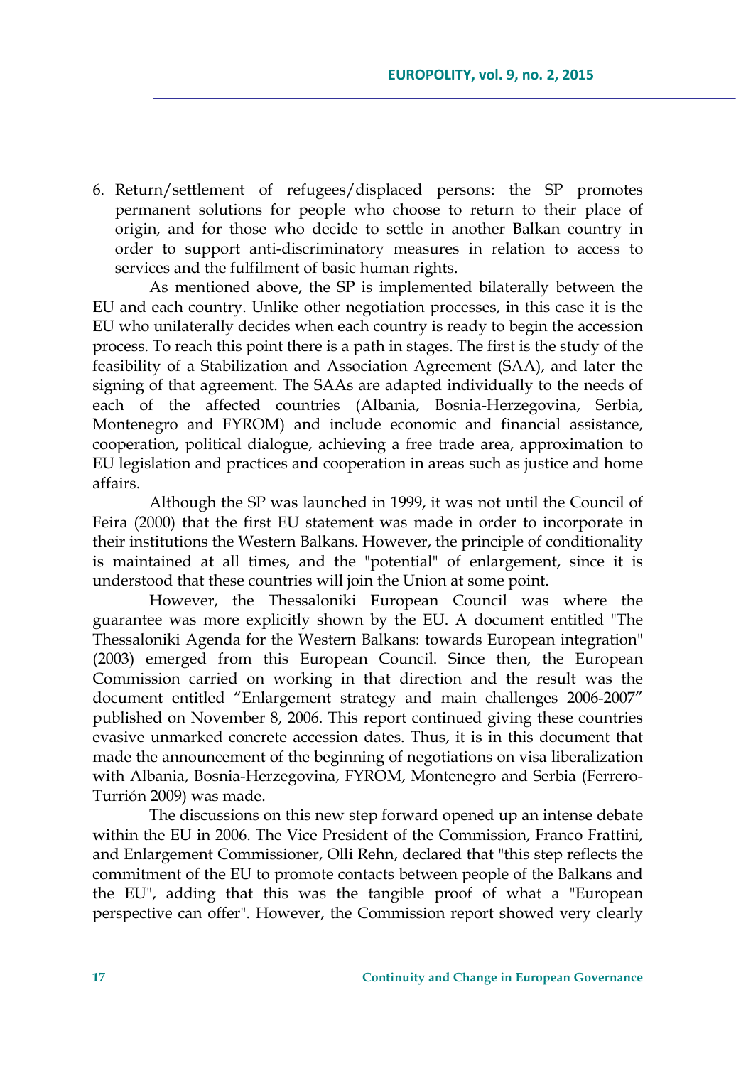6. Return/settlement of refugees/displaced persons: the SP promotes permanent solutions for people who choose to return to their place of origin, and for those who decide to settle in another Balkan country in order to support anti-discriminatory measures in relation to access to services and the fulfilment of basic human rights.

As mentioned above, the SP is implemented bilaterally between the EU and each country. Unlike other negotiation processes, in this case it is the EU who unilaterally decides when each country is ready to begin the accession process. To reach this point there is a path in stages. The first is the study of the feasibility of a Stabilization and Association Agreement (SAA), and later the signing of that agreement. The SAAs are adapted individually to the needs of each of the affected countries (Albania, Bosnia-Herzegovina, Serbia, Montenegro and FYROM) and include economic and financial assistance, cooperation, political dialogue, achieving a free trade area, approximation to EU legislation and practices and cooperation in areas such as justice and home affairs.

Although the SP was launched in 1999, it was not until the Council of Feira (2000) that the first EU statement was made in order to incorporate in their institutions the Western Balkans. However, the principle of conditionality is maintained at all times, and the "potential" of enlargement, since it is understood that these countries will join the Union at some point.

However, the Thessaloniki European Council was where the guarantee was more explicitly shown by the EU. A document entitled "The Thessaloniki Agenda for the Western Balkans: towards European integration" (2003) emerged from this European Council. Since then, the European Commission carried on working in that direction and the result was the document entitled "Enlargement strategy and main challenges 2006-2007" published on November 8, 2006. This report continued giving these countries evasive unmarked concrete accession dates. Thus, it is in this document that made the announcement of the beginning of negotiations on visa liberalization with Albania, Bosnia-Herzegovina, FYROM, Montenegro and Serbia (Ferrero-Turrión 2009) was made.

The discussions on this new step forward opened up an intense debate within the EU in 2006. The Vice President of the Commission, Franco Frattini, and Enlargement Commissioner, Olli Rehn, declared that "this step reflects the commitment of the EU to promote contacts between people of the Balkans and the EU", adding that this was the tangible proof of what a "European perspective can offer". However, the Commission report showed very clearly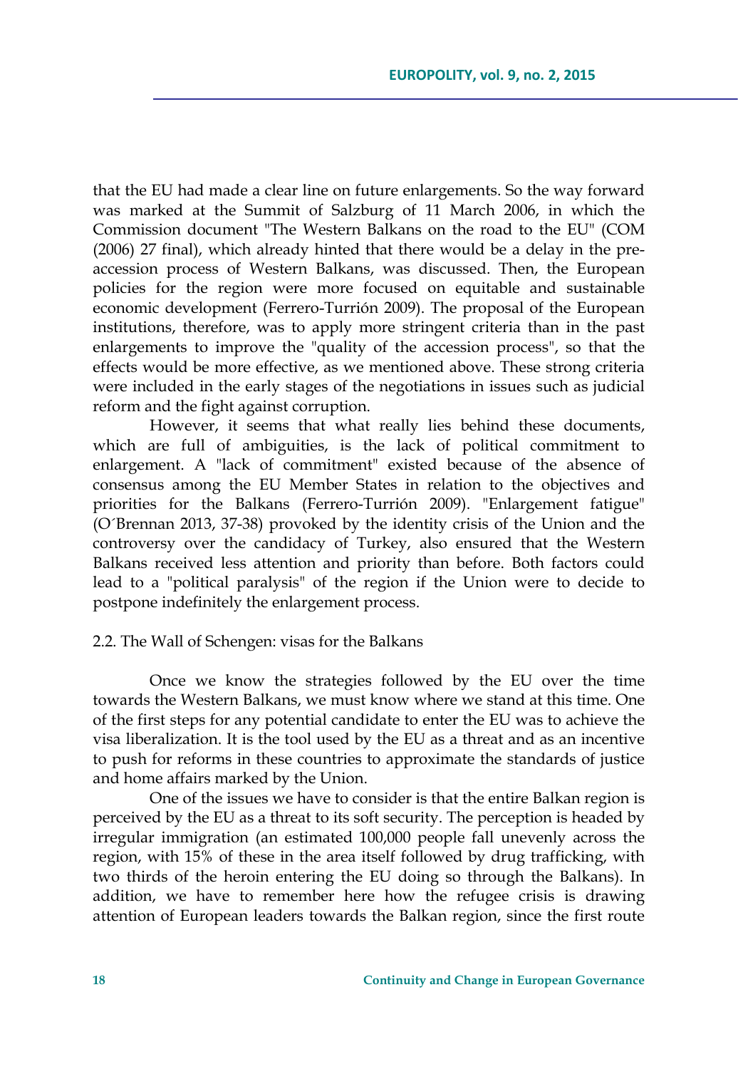that the EU had made a clear line on future enlargements. So the way forward was marked at the Summit of Salzburg of 11 March 2006, in which the Commission document "The Western Balkans on the road to the EU" (COM (2006) 27 final), which already hinted that there would be a delay in the pre-accession process of Western Balkans, was discussed. Then, the European policies for the region were more focused on equitable and sustainable economic development (Ferrero-Turrión 2009). The proposal of the European institutions, therefore, was to apply more stringent criteria than in the past enlargements to improve the "quality of the accession process", so that the effects would be more effective, as we mentioned above. These strong criteria were included in the early stages of the negotiations in issues such as judicial reform and the fight against corruption.

However, it seems that what really lies behind these documents, which are full of ambiguities, is the lack of political commitment to enlargement. A "lack of commitment" existed because of the absence of consensus among the EU Member States in relation to the objectives and priorities for the Balkans (Ferrero-Turrión 2009). "Enlargement fatigue" (O´Brennan 2013, 37-38) provoked by the identity crisis of the Union and the controversy over the candidacy of Turkey, also ensured that the Western Balkans received less attention and priority than before. Both factors could lead to a "political paralysis" of the region if the Union were to decide to postpone indefinitely the enlargement process.

2.2. The Wall of Schengen: visas for the Balkans

Once we know the strategies followed by the EU over the time towards the Western Balkans, we must know where we stand at this time. One of the first steps for any potential candidate to enter the EU was to achieve the visa liberalization. It is the tool used by the EU as a threat and as an incentive to push for reforms in these countries to approximate the standards of justice and home affairs marked by the Union.

One of the issues we have to consider is that the entire Balkan region is perceived by the EU as a threat to its soft security. The perception is headed by irregular immigration (an estimated 100,000 people fall unevenly across the region, with 15% of these in the area itself followed by drug trafficking, with two thirds of the heroin entering the EU doing so through the Balkans). In addition, we have to remember here how the refugee crisis is drawing attention of European leaders towards the Balkan region, since the first route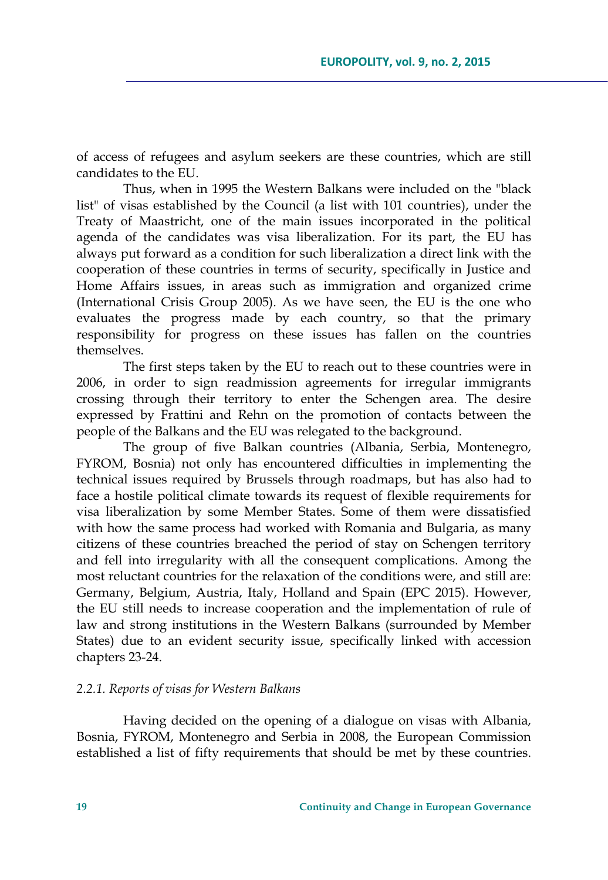of access of refugees and asylum seekers are these countries, which are still candidates to the EU.

Thus, when in 1995 the Western Balkans were included on the "black list" of visas established by the Council (a list with 101 countries), under the Treaty of Maastricht, one of the main issues incorporated in the political agenda of the candidates was visa liberalization. For its part, the EU has always put forward as a condition for such liberalization a direct link with the cooperation of these countries in terms of security, specifically in Justice and Home Affairs issues, in areas such as immigration and organized crime (International Crisis Group 2005). As we have seen, the EU is the one who evaluates the progress made by each country, so that the primary responsibility for progress on these issues has fallen on the countries themselves.

The first steps taken by the EU to reach out to these countries were in 2006, in order to sign readmission agreements for irregular immigrants crossing through their territory to enter the Schengen area. The desire expressed by Frattini and Rehn on the promotion of contacts between the people of the Balkans and the EU was relegated to the background.

The group of five Balkan countries (Albania, Serbia, Montenegro, FYROM, Bosnia) not only has encountered difficulties in implementing the technical issues required by Brussels through roadmaps, but has also had to face a hostile political climate towards its request of flexible requirements for visa liberalization by some Member States. Some of them were dissatisfied with how the same process had worked with Romania and Bulgaria, as many citizens of these countries breached the period of stay on Schengen territory and fell into irregularity with all the consequent complications. Among the most reluctant countries for the relaxation of the conditions were, and still are: Germany, Belgium, Austria, Italy, Holland and Spain (EPC 2015). However, the EU still needs to increase cooperation and the implementation of rule of law and strong institutions in the Western Balkans (surrounded by Member States) due to an evident security issue, specifically linked with accession chapters 23-24.

#### *2.2.1. Reports of visas for Western Balkans*

Having decided on the opening of a dialogue on visas with Albania, Bosnia, FYROM, Montenegro and Serbia in 2008, the European Commission established a list of fifty requirements that should be met by these countries.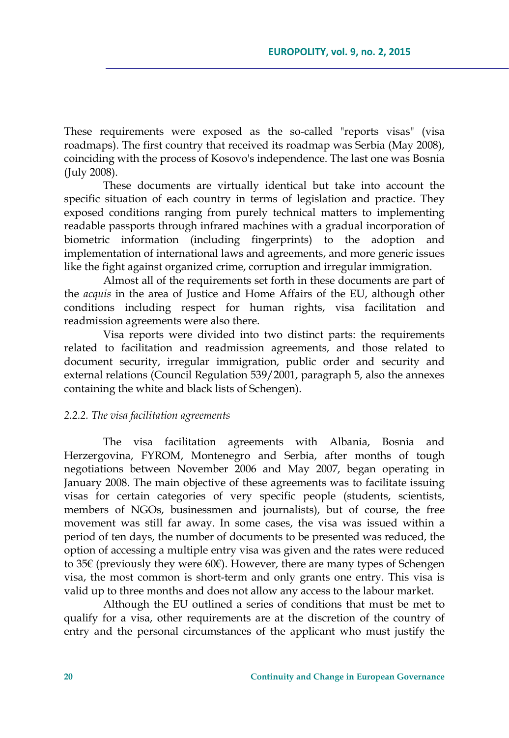These requirements were exposed as the so-called "reports visas" (visa roadmaps). The first country that received its roadmap was Serbia (May 2008), coinciding with the process of Kosovo's independence. The last one was Bosnia (July 2008).

These documents are virtually identical but take into account the specific situation of each country in terms of legislation and practice. They exposed conditions ranging from purely technical matters to implementing readable passports through infrared machines with a gradual incorporation of biometric information (including fingerprints) to the adoption and implementation of international laws and agreements, and more generic issues like the fight against organized crime, corruption and irregular immigration.

Almost all of the requirements set forth in these documents are part of the *acquis* in the area of Justice and Home Affairs of the EU, although other conditions including respect for human rights, visa facilitation and readmission agreements were also there.

Visa reports were divided into two distinct parts: the requirements related to facilitation and readmission agreements, and those related to document security, irregular immigration, public order and security and external relations (Council Regulation 539/2001, paragraph 5, also the annexes containing the white and black lists of Schengen).

*2.2.2. The visa facilitation agreements*

The visa facilitation agreements with Albania, Bosnia and Herzergovina, FYROM, Montenegro and Serbia, after months of tough negotiations between November 2006 and May 2007, began operating in January 2008. The main objective of these agreements was to facilitate issuing visas for certain categories of very specific people (students, scientists, members of NGOs, businessmen and journalists), but of course, the free movement was still far away. In some cases, the visa was issued within a period of ten days, the number of documents to be presented was reduced, the option of accessing a multiple entry visa was given and the rates were reduced to 35€ (previously they were 60€). However, there are many types of Schengen visa, the most common is short-term and only grants one entry. This visa is valid up to three months and does not allow any access to the labour market.

Although the EU outlined a series of conditions that must be met to qualify for a visa, other requirements are at the discretion of the country of entry and the personal circumstances of the applicant who must justify the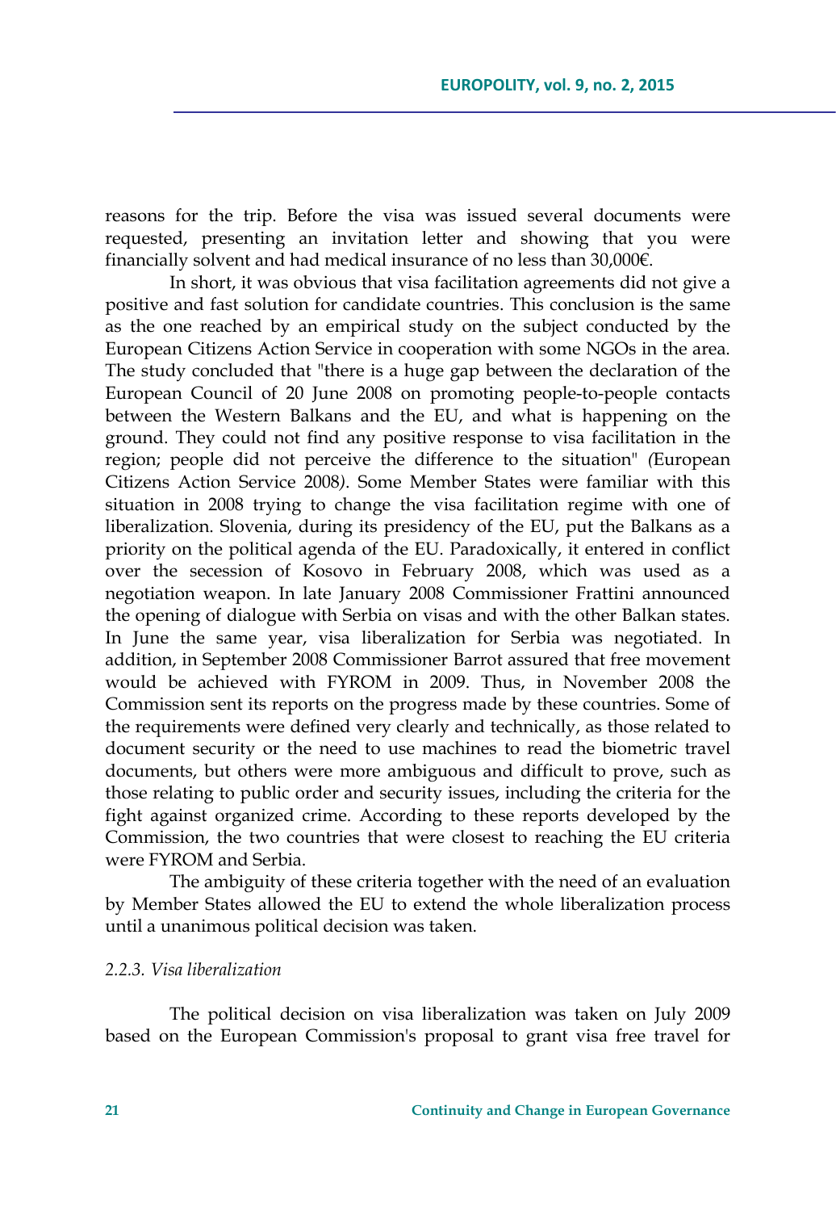reasons for the trip. Before the visa was issued several documents were requested, presenting an invitation letter and showing that you were financially solvent and had medical insurance of no less than 30,000€.

In short, it was obvious that visa facilitation agreements did not give a positive and fast solution for candidate countries. This conclusion is the same as the one reached by an empirical study on the subject conducted by the European Citizens Action Service in cooperation with some NGOs in the area. The study concluded that "there is a huge gap between the declaration of the European Council of 20 June 2008 on promoting people-to-people contacts between the Western Balkans and the EU, and what is happening on the ground. They could not find any positive response to visa facilitation in the region; people did not perceive the difference to the situation" *(*European Citizens Action Service 2008*)*. Some Member States were familiar with this situation in 2008 trying to change the visa facilitation regime with one of liberalization. Slovenia, during its presidency of the EU, put the Balkans as a priority on the political agenda of the EU. Paradoxically, it entered in conflict over the secession of Kosovo in February 2008, which was used as a negotiation weapon. In late January 2008 Commissioner Frattini announced the opening of dialogue with Serbia on visas and with the other Balkan states. In June the same year, visa liberalization for Serbia was negotiated. In addition, in September 2008 Commissioner Barrot assured that free movement would be achieved with FYROM in 2009. Thus, in November 2008 the Commission sent its reports on the progress made by these countries. Some of the requirements were defined very clearly and technically, as those related to document security or the need to use machines to read the biometric travel documents, but others were more ambiguous and difficult to prove, such as those relating to public order and security issues, including the criteria for the fight against organized crime. According to these reports developed by the Commission, the two countries that were closest to reaching the EU criteria were FYROM and Serbia.

The ambiguity of these criteria together with the need of an evaluation by Member States allowed the EU to extend the whole liberalization process until a unanimous political decision was taken.

*2.2.3. Visa liberalization*

The political decision on visa liberalization was taken on July 2009 based on the European Commission's proposal to grant visa free travel for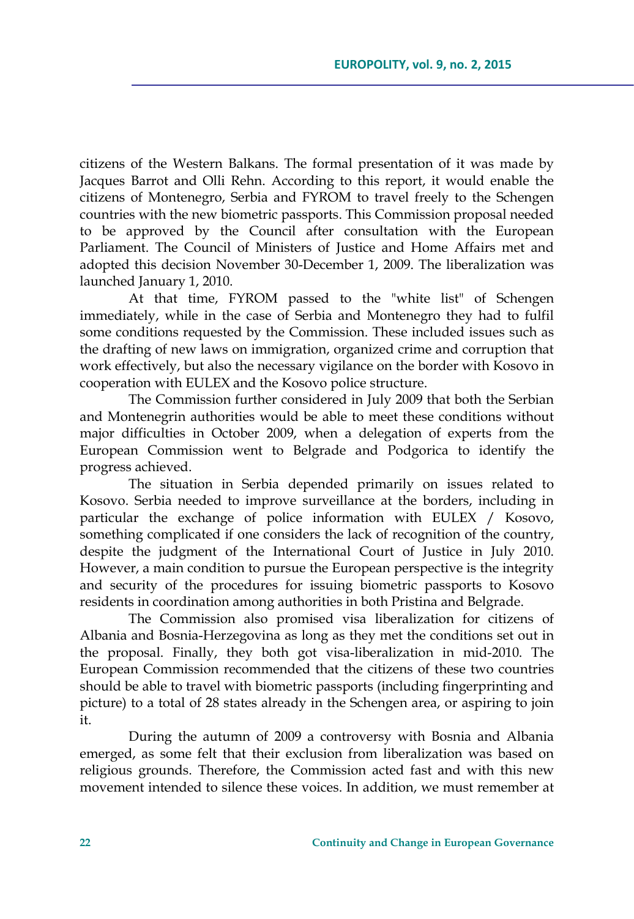citizens of the Western Balkans. The formal presentation of it was made by Jacques Barrot and Olli Rehn. According to this report, it would enable the citizens of Montenegro, Serbia and FYROM to travel freely to the Schengen countries with the new biometric passports. This Commission proposal needed to be approved by the Council after consultation with the European Parliament. The Council of Ministers of Justice and Home Affairs met and adopted this decision November 30-December 1, 2009. The liberalization was launched January 1, 2010.

At that time, FYROM passed to the "white list" of Schengen immediately, while in the case of Serbia and Montenegro they had to fulfil some conditions requested by the Commission. These included issues such as the drafting of new laws on immigration, organized crime and corruption that work effectively, but also the necessary vigilance on the border with Kosovo in cooperation with EULEX and the Kosovo police structure.

The Commission further considered in July 2009 that both the Serbian and Montenegrin authorities would be able to meet these conditions without major difficulties in October 2009, when a delegation of experts from the European Commission went to Belgrade and Podgorica to identify the progress achieved.

The situation in Serbia depended primarily on issues related to Kosovo. Serbia needed to improve surveillance at the borders, including in particular the exchange of police information with EULEX / Kosovo, something complicated if one considers the lack of recognition of the country, despite the judgment of the International Court of Justice in July 2010. However, a main condition to pursue the European perspective is the integrity and security of the procedures for issuing biometric passports to Kosovo residents in coordination among authorities in both Pristina and Belgrade.

The Commission also promised visa liberalization for citizens of Albania and Bosnia-Herzegovina as long as they met the conditions set out in the proposal. Finally, they both got visa-liberalization in mid-2010. The European Commission recommended that the citizens of these two countries should be able to travel with biometric passports (including fingerprinting and picture) to a total of 28 states already in the Schengen area, or aspiring to join it.

During the autumn of 2009 a controversy with Bosnia and Albania emerged, as some felt that their exclusion from liberalization was based on religious grounds. Therefore, the Commission acted fast and with this new movement intended to silence these voices. In addition, we must remember at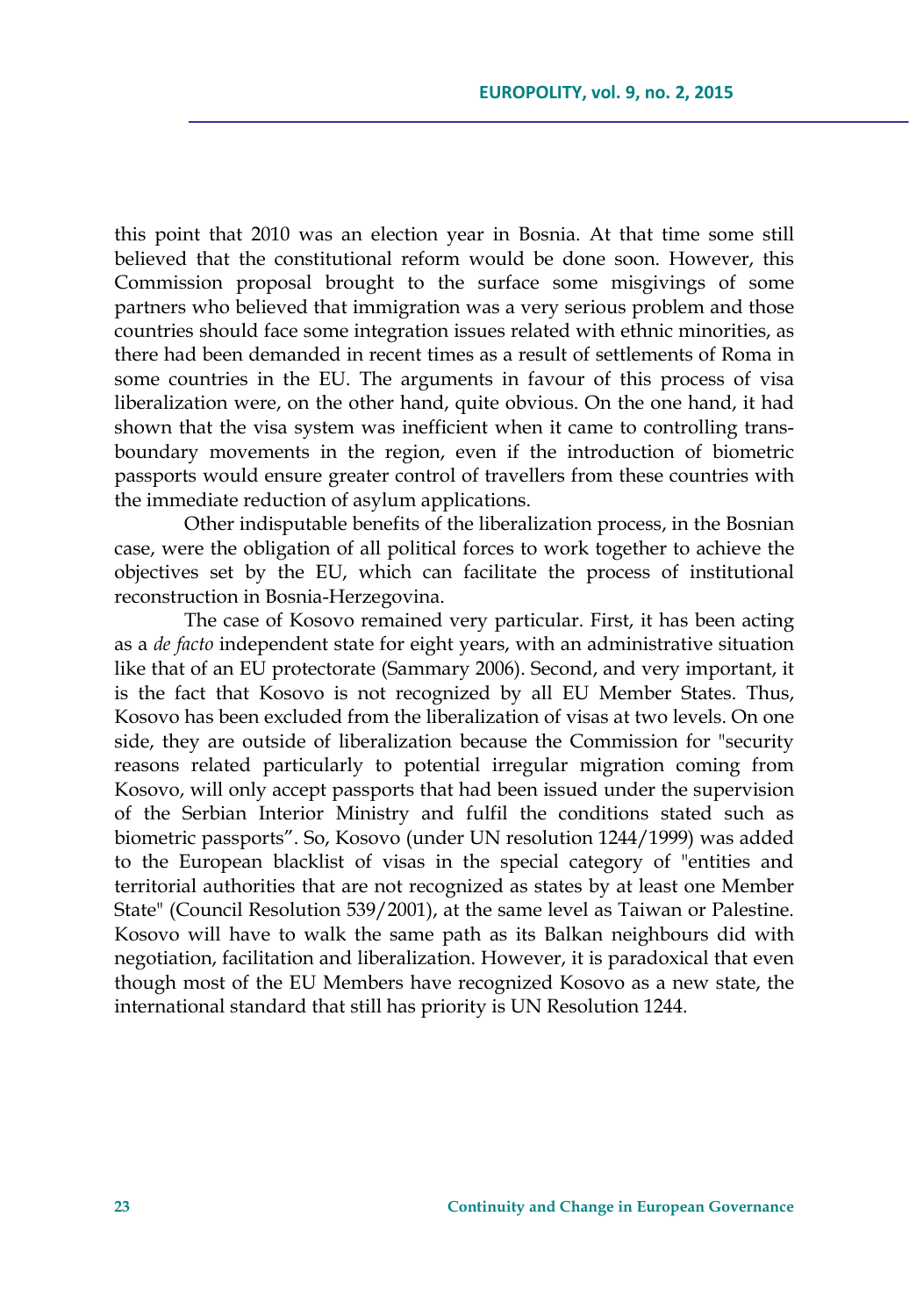this point that 2010 was an election year in Bosnia. At that time some still believed that the constitutional reform would be done soon. However, this Commission proposal brought to the surface some misgivings of some partners who believed that immigration was a very serious problem and those countries should face some integration issues related with ethnic minorities, as there had been demanded in recent times as a result of settlements of Roma in some countries in the EU. The arguments in favour of this process of visa liberalization were, on the other hand, quite obvious. On the one hand, it had shown that the visa system was inefficient when it came to controlling trans-boundary movements in the region, even if the introduction of biometric passports would ensure greater control of travellers from these countries with the immediate reduction of asylum applications.

Other indisputable benefits of the liberalization process, in the Bosnian case, were the obligation of all political forces to work together to achieve the objectives set by the EU, which can facilitate the process of institutional reconstruction in Bosnia-Herzegovina.

The case of Kosovo remained very particular. First, it has been acting as a *de facto* independent state for eight years, with an administrative situation like that of an EU protectorate (Sammary 2006). Second, and very important, it is the fact that Kosovo is not recognized by all EU Member States. Thus, Kosovo has been excluded from the liberalization of visas at two levels. On one side, they are outside of liberalization because the Commission for "security reasons related particularly to potential irregular migration coming from Kosovo, will only accept passports that had been issued under the supervision of the Serbian Interior Ministry and fulfil the conditions stated such as biometric passports". So, Kosovo (under UN resolution 1244/1999) was added to the European blacklist of visas in the special category of "entities and territorial authorities that are not recognized as states by at least one Member State" (Council Resolution 539/2001), at the same level as Taiwan or Palestine. Kosovo will have to walk the same path as its Balkan neighbours did with negotiation, facilitation and liberalization. However, it is paradoxical that even though most of the EU Members have recognized Kosovo as a new state, the international standard that still has priority is UN Resolution 1244.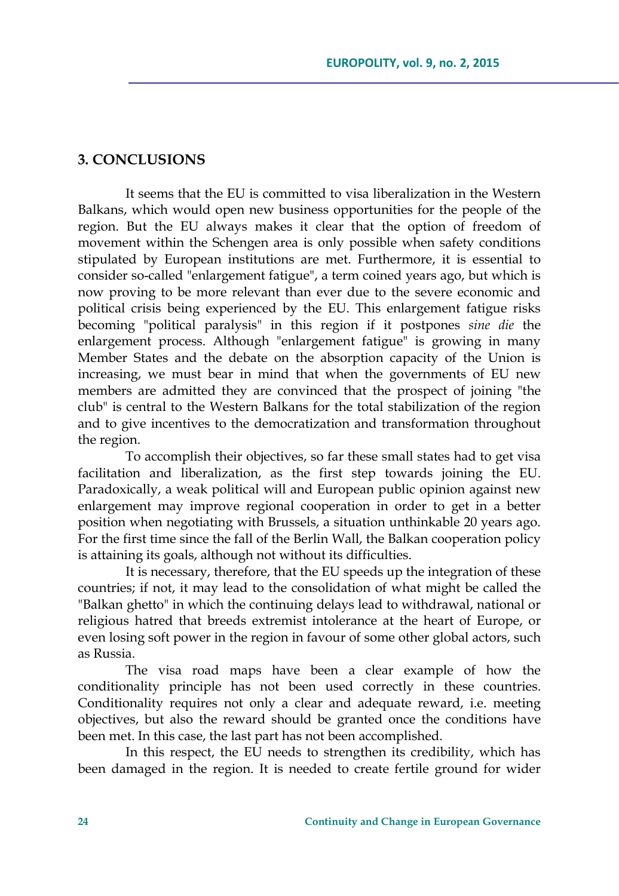## 3. CONCLUSIONS

It seems that the EU is committed to visa liberalization in the Western Balkans, which would open new business opportunities for the people of the region. But the EU always makes it clear that the option of freedom of movement within the Schengen area is only possible when safety conditions stipulated by European institutions are met. Furthermore, it is essential to consider so-called "enlargement fatigue", a term coined years ago, but which is now proving to be more relevant than ever due to the severe economic and political crisis being experienced by the EU. This enlargement fatigue risks becoming "political paralysis" in this region if it postpones *sine die* the enlargement process. Although "enlargement fatigue" is growing in many Member States and the debate on the absorption capacity of the Union is increasing, we must bear in mind that when the governments of EU new members are admitted they are convinced that the prospect of joining "the club" is central to the Western Balkans for the total stabilization of the region and to give incentives to the democratization and transformation throughout the region.

To accomplish their objectives, so far these small states had to get visa facilitation and liberalization, as the first step towards joining the EU. Paradoxically, a weak political will and European public opinion against new enlargement may improve regional cooperation in order to get in a better position when negotiating with Brussels, a situation unthinkable 20 years ago. For the first time since the fall of the Berlin Wall, the Balkan cooperation policy is attaining its goals, although not without its difficulties.

It is necessary, therefore, that the EU speeds up the integration of these countries; if not, it may lead to the consolidation of what might be called the "Balkan ghetto" in which the continuing delays lead to withdrawal, national or religious hatred that breeds extremist intolerance at the heart of Europe, or even losing soft power in the region in favour of some other global actors, such as Russia.

The visa road maps have been a clear example of how the conditionality principle has not been used correctly in these countries. Conditionality requires not only a clear and adequate reward, i.e. meeting objectives, but also the reward should be granted once the conditions have been met. In this case, the last part has not been accomplished.

In this respect, the EU needs to strengthen its credibility, which has been damaged in the region. It is needed to create fertile ground for wider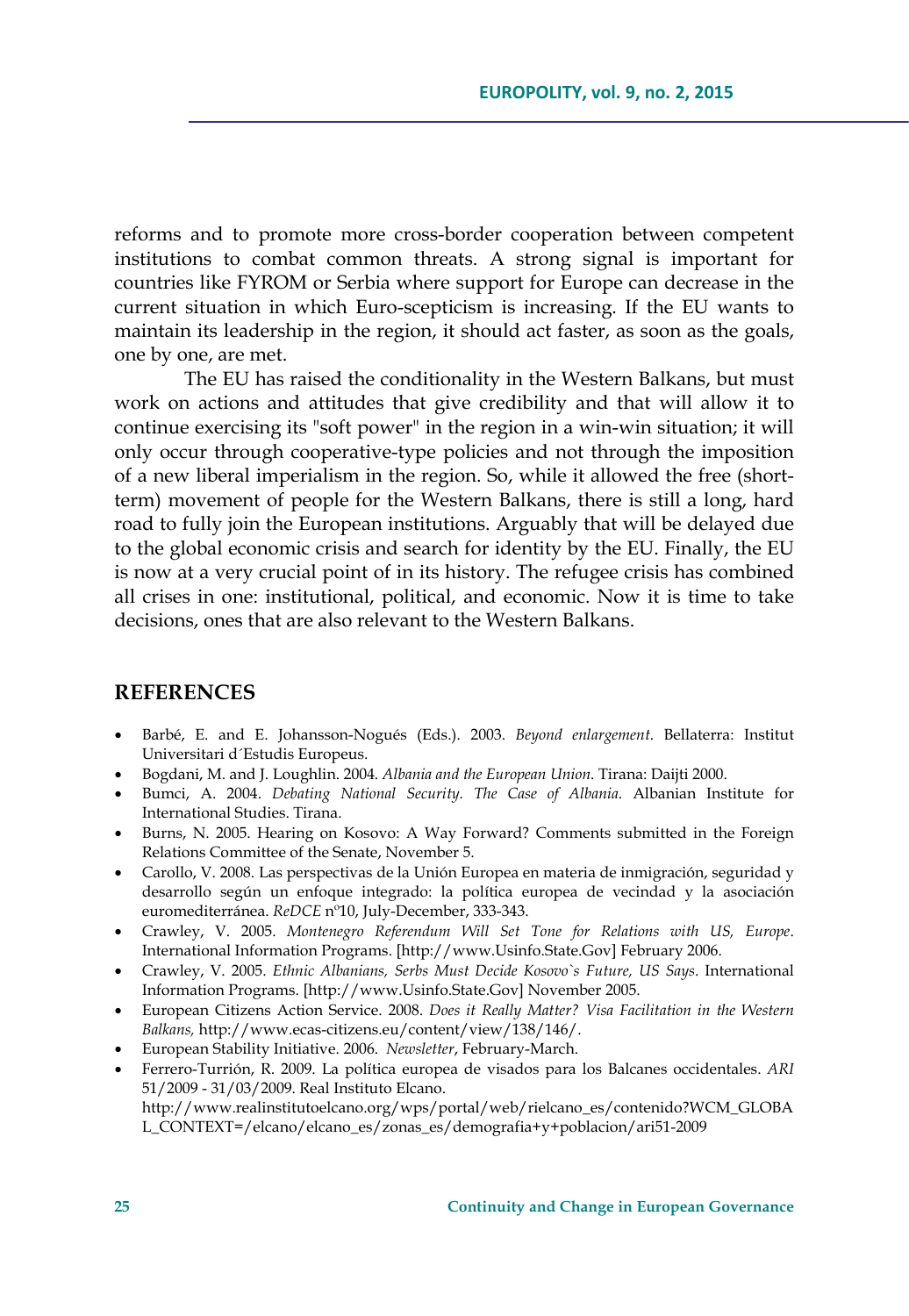reforms and to promote more cross-border cooperation between competent institutions to combat common threats. A strong signal is important for countries like FYROM or Serbia where support for Europe can decrease in the current situation in which Euro-scepticism is increasing. If the EU wants to maintain its leadership in the region, it should act faster, as soon as the goals, one by one, are met.

The EU has raised the conditionality in the Western Balkans, but must work on actions and attitudes that give credibility and that will allow it to continue exercising its "soft power" in the region in a win-win situation; it will only occur through cooperative-type policies and not through the imposition of a new liberal imperialism in the region. So, while it allowed the free (short-term) movement of people for the Western Balkans, there is still a long, hard road to fully join the European institutions. Arguably that will be delayed due to the global economic crisis and search for identity by the EU. Finally, the EU is now at a very crucial point of in its history. The refugee crisis has combined all crises in one: institutional, political, and economic. Now it is time to take decisions, ones that are also relevant to the Western Balkans.

## REFERENCES

- Barbé, E. and E. Johansson-Nogués (Eds.). 2003. *Beyond enlargement*. Bellaterra: Institut Universitari d´Estudis Europeus.
- Bogdani, M. and J. Loughlin. 2004. *Albania and the European Union*. Tirana: Daijti 2000.
- Bumci, A. 2004. *Debating National Security. The Case of Albania.* Albanian Institute for International Studies. Tirana.
- Burns, N. 2005. Hearing on Kosovo: A Way Forward? Comments submitted in the Foreign Relations Committee of the Senate, November 5.
- Carollo, V. 2008. Las perspectivas de la Unión Europea en materia de inmigración, seguridad y desarrollo según un enfoque integrado: la política europea de vecindad y la asociación euromediterránea. *ReDCE* nº10, July-December, 333-343.
- Crawley, V. 2005. *Montenegro Referendum Will Set Tone for Relations with US, Europe*. International Information Programs. [http://www.Usinfo.State.Gov] February 2006.
- Crawley, V. 2005. *Ethnic Albanians, Serbs Must Decide Kosovo`s Future, US Says*. International Information Programs. [http://www.Usinfo.State.Gov] November 2005.
- European Citizens Action Service. 2008. *Does it Really Matter? Visa Facilitation in the Western Balkans,* http://www.ecas-citizens.eu/content/view/138/146/.
- European Stability Initiative. 2006. *Newsletter*, February-March.
- Ferrero-Turrión, R. 2009. La política europea de visados para los Balcanes occidentales. *ARI* 51/2009 - 31/03/2009. Real Instituto Elcano. http://www.realinstitutoelcano.org/wps/portal/web/rielcano_es/contenido?WCM_GLOBAL_CONTEXT=/elcano/elcano_es/zonas_es/demografia+y+poblacion/ari51-2009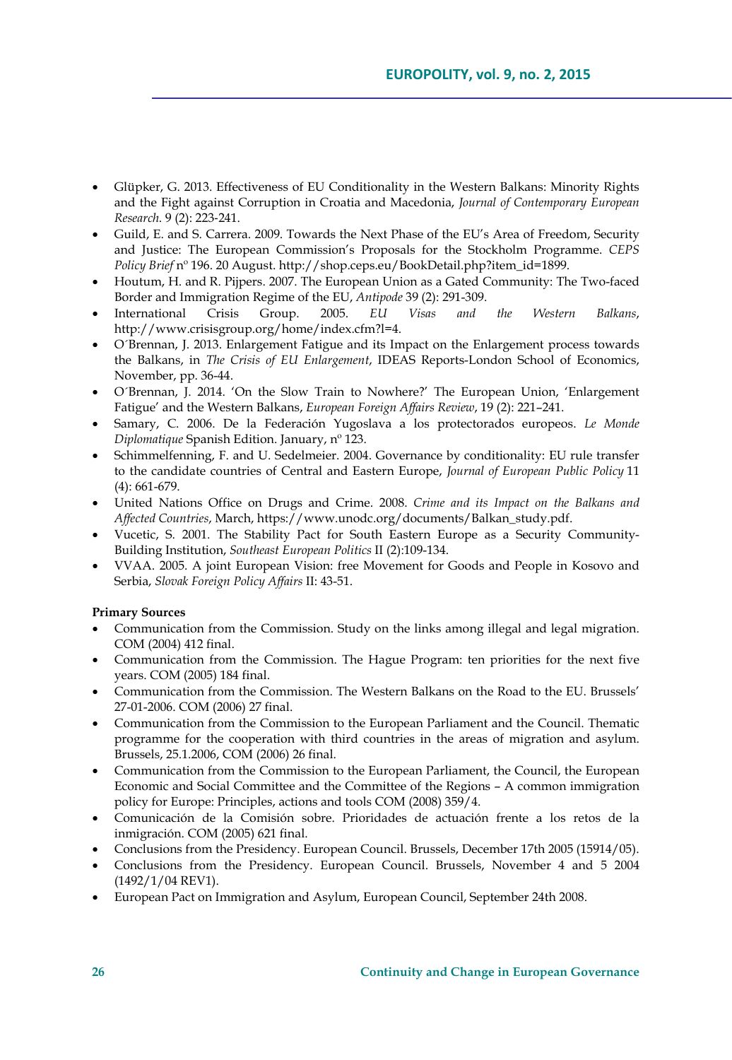- Glüpker, G. 2013. Effectiveness of EU Conditionality in the Western Balkans: Minority Rights and the Fight against Corruption in Croatia and Macedonia, *Journal of Contemporary European Research*. 9 (2): 223-241.
- Guild, E. and S. Carrera. 2009. Towards the Next Phase of the EU's Area of Freedom, Security and Justice: The European Commission's Proposals for the Stockholm Programme. *CEPS Policy Brief* nº 196. 20 August. http://shop.ceps.eu/BookDetail.php?item_id=1899.
- Houtum, H. and R. Pijpers. 2007. The European Union as a Gated Community: The Two-faced Border and Immigration Regime of the EU, *Antipode* 39 (2): 291-309.
- International Crisis Group. 2005. *EU Visas and the Western Balkans*, http://www.crisisgroup.org/home/index.cfm?l=4.
- O´Brennan, J. 2013. Enlargement Fatigue and its Impact on the Enlargement process towards the Balkans, in *The Crisis of EU Enlargement*, IDEAS Reports-London School of Economics, November, pp. 36-44.
- O´Brennan, J. 2014. 'On the Slow Train to Nowhere?' The European Union, 'Enlargement Fatigue' and the Western Balkans, *European Foreign Affairs Review*, 19 (2): 221–241.
- Samary, C. 2006. De la Federación Yugoslava a los protectorados europeos. *Le Monde Diplomatique* Spanish Edition. January, nº 123.
- Schimmelfenning, F. and U. Sedelmeier. 2004. Governance by conditionality: EU rule transfer to the candidate countries of Central and Eastern Europe, *Journal of European Public Policy* 11 (4): 661-679.
- United Nations Office on Drugs and Crime. 2008. *Crime and its Impact on the Balkans and Affected Countries*, March, https://www.unodc.org/documents/Balkan_study.pdf.
- Vucetic, S. 2001. The Stability Pact for South Eastern Europe as a Security Community-Building Institution, *Southeast European Politics* II (2):109-134.
- VVAA. 2005. A joint European Vision: free Movement for Goods and People in Kosovo and Serbia, *Slovak Foreign Policy Affairs* II: 43-51.

**Primary Sources**

- Communication from the Commission. Study on the links among illegal and legal migration. COM (2004) 412 final.
- Communication from the Commission. The Hague Program: ten priorities for the next five years. COM (2005) 184 final.
- Communication from the Commission. The Western Balkans on the Road to the EU. Brussels' 27-01-2006. COM (2006) 27 final.
- Communication from the Commission to the European Parliament and the Council. Thematic programme for the cooperation with third countries in the areas of migration and asylum. Brussels, 25.1.2006, COM (2006) 26 final.
- Communication from the Commission to the European Parliament, the Council, the European Economic and Social Committee and the Committee of the Regions – A common immigration policy for Europe: Principles, actions and tools COM (2008) 359/4.
- Comunicación de la Comisión sobre. Prioridades de actuación frente a los retos de la inmigración. COM (2005) 621 final.
- Conclusions from the Presidency. European Council. Brussels, December 17th 2005 (15914/05).
- Conclusions from the Presidency. European Council. Brussels, November 4 and 5 2004 (1492/1/04 REV1).
- European Pact on Immigration and Asylum, European Council, September 24th 2008.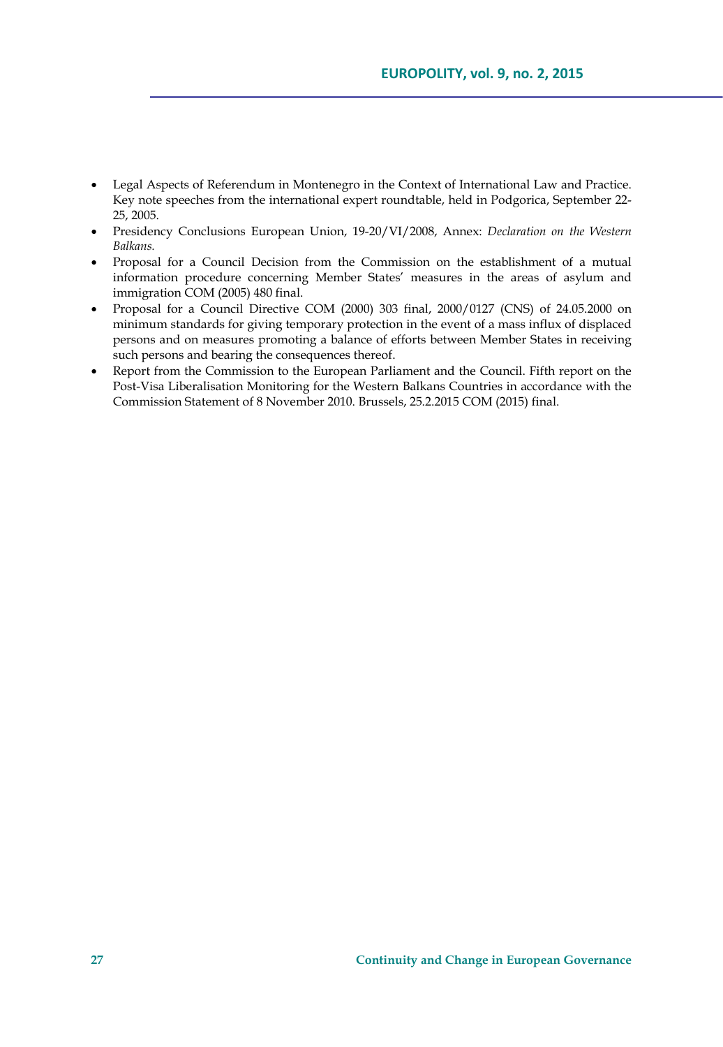- Legal Aspects of Referendum in Montenegro in the Context of International Law and Practice. Key note speeches from the international expert roundtable, held in Podgorica, September 22-25, 2005.
- Presidency Conclusions European Union, 19-20/VI/2008, Annex: *Declaration on the Western Balkans.*
- Proposal for a Council Decision from the Commission on the establishment of a mutual information procedure concerning Member States' measures in the areas of asylum and immigration COM (2005) 480 final.
- Proposal for a Council Directive COM (2000) 303 final, 2000/0127 (CNS) of 24.05.2000 on minimum standards for giving temporary protection in the event of a mass influx of displaced persons and on measures promoting a balance of efforts between Member States in receiving such persons and bearing the consequences thereof.
- Report from the Commission to the European Parliament and the Council. Fifth report on the Post-Visa Liberalisation Monitoring for the Western Balkans Countries in accordance with the Commission Statement of 8 November 2010. Brussels, 25.2.2015 COM (2015) final.